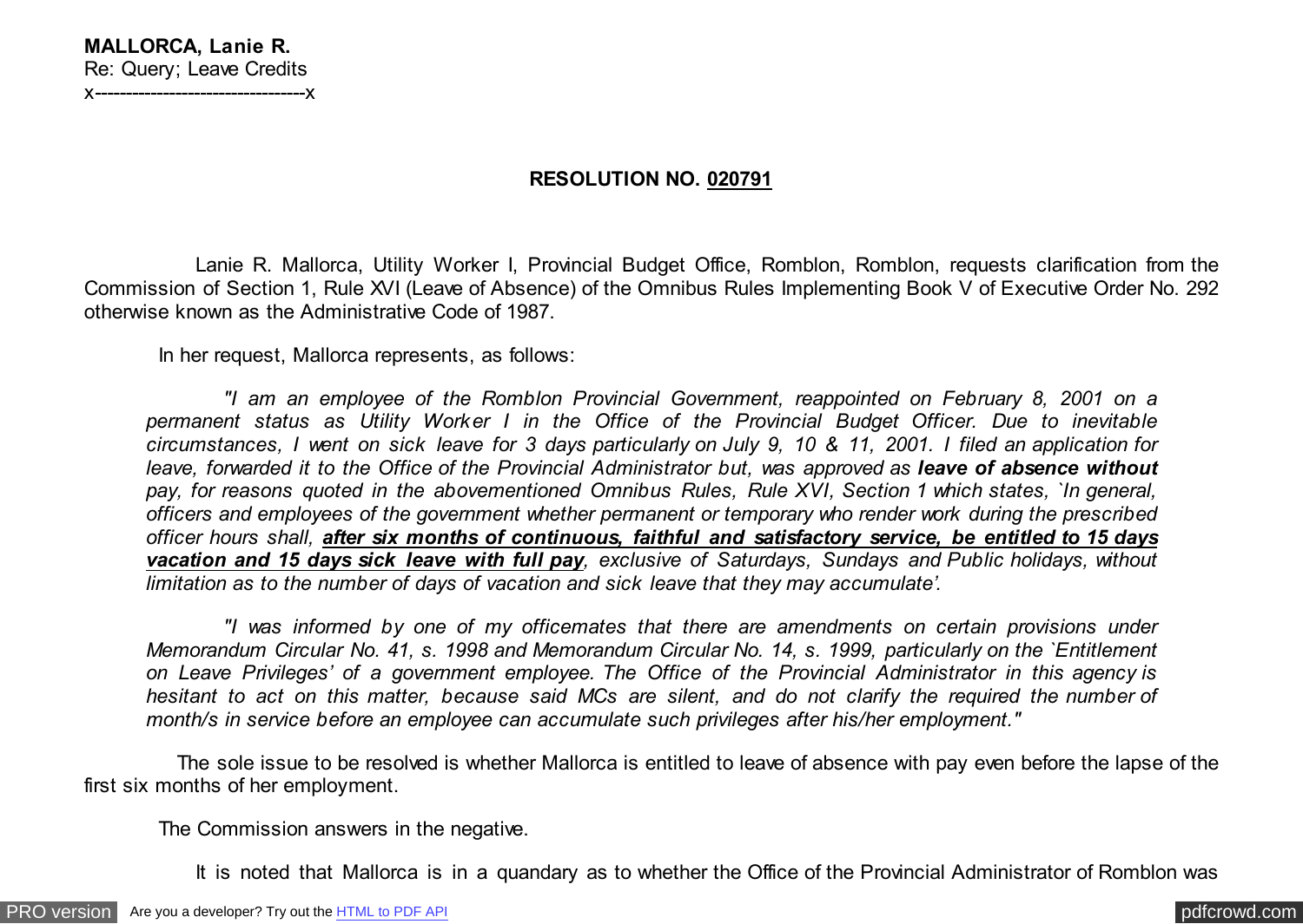**MALLORCA, Lanie R.**
Re: Query; Leave Credits
x----------------------------------x

**RESOLUTION NO. 020791**

Lanie R. Mallorca, Utility Worker I, Provincial Budget Office, Romblon, Romblon, requests clarification from the Commission of Section 1, Rule XVI (Leave of Absence) of the Omnibus Rules Implementing Book V of Executive Order No. 292 otherwise known as the Administrative Code of 1987.

In her request, Mallorca represents, as follows:

> *"I am an employee of the Romblon Provincial Government, reappointed on February 8, 2001 on a permanent status as Utility Worker I in the Office of the Provincial Budget Officer. Due to inevitable circumstances, I went on sick leave for 3 days particularly on July 9, 10 & 11, 2001. I filed an application for leave, forwarded it to the Office of the Provincial Administrator but, was approved as* ***leave of absence without*** *pay, for reasons quoted in the abovementioned Omnibus Rules, Rule XVI, Section 1 which states, `In general, officers and employees of the government whether permanent or temporary who render work during the prescribed officer hours shall,* ***after six months of continuous, faithful and satisfactory service, be entitled to 15 days vacation and 15 days sick leave with full pay****, exclusive of Saturdays, Sundays and Public holidays, without limitation as to the number of days of vacation and sick leave that they may accumulate'.*
>
> *"I was informed by one of my officemates that there are amendments on certain provisions under Memorandum Circular No. 41, s. 1998 and Memorandum Circular No. 14, s. 1999, particularly on the `Entitlement on Leave Privileges' of a government employee. The Office of the Provincial Administrator in this agency is hesitant to act on this matter, because said MCs are silent, and do not clarify the required the number of month/s in service before an employee can accumulate such privileges after his/her employment."*

The sole issue to be resolved is whether Mallorca is entitled to leave of absence with pay even before the lapse of the first six months of her employment.

The Commission answers in the negative.

It is noted that Mallorca is in a quandary as to whether the Office of the Provincial Administrator of Romblon was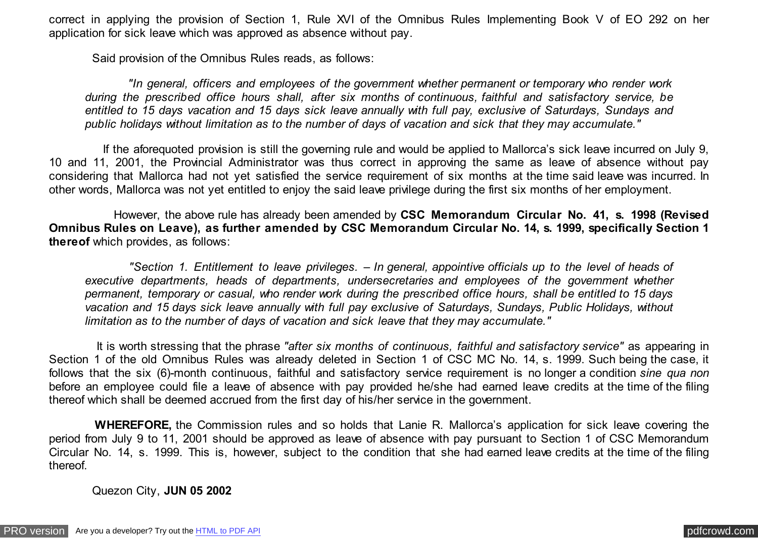correct in applying the provision of Section 1, Rule XVI of the Omnibus Rules Implementing Book V of EO 292 on her application for sick leave which was approved as absence without pay.

Said provision of the Omnibus Rules reads, as follows:

> *"In general, officers and employees of the government whether permanent or temporary who render work during the prescribed office hours shall, after six months of continuous, faithful and satisfactory service, be entitled to 15 days vacation and 15 days sick leave annually with full pay, exclusive of Saturdays, Sundays and public holidays without limitation as to the number of days of vacation and sick that they may accumulate."*

If the aforequoted provision is still the governing rule and would be applied to Mallorca's sick leave incurred on July 9, 10 and 11, 2001, the Provincial Administrator was thus correct in approving the same as leave of absence without pay considering that Mallorca had not yet satisfied the service requirement of six months at the time said leave was incurred. In other words, Mallorca was not yet entitled to enjoy the said leave privilege during the first six months of her employment.

However, the above rule has already been amended by **CSC Memorandum Circular No. 41, s. 1998 (Revised Omnibus Rules on Leave), as further amended by CSC Memorandum Circular No. 14, s. 1999, specifically Section 1 thereof** which provides, as follows:

> *"Section 1. Entitlement to leave privileges. – In general, appointive officials up to the level of heads of executive departments, heads of departments, undersecretaries and employees of the government whether permanent, temporary or casual, who render work during the prescribed office hours, shall be entitled to 15 days vacation and 15 days sick leave annually with full pay exclusive of Saturdays, Sundays, Public Holidays, without limitation as to the number of days of vacation and sick leave that they may accumulate."*

It is worth stressing that the phrase *"after six months of continuous, faithful and satisfactory service"* as appearing in Section 1 of the old Omnibus Rules was already deleted in Section 1 of CSC MC No. 14, s. 1999. Such being the case, it follows that the six (6)-month continuous, faithful and satisfactory service requirement is no longer a condition *sine qua non* before an employee could file a leave of absence with pay provided he/she had earned leave credits at the time of the filing thereof which shall be deemed accrued from the first day of his/her service in the government.

**WHEREFORE,** the Commission rules and so holds that Lanie R. Mallorca's application for sick leave covering the period from July 9 to 11, 2001 should be approved as leave of absence with pay pursuant to Section 1 of CSC Memorandum Circular No. 14, s. 1999. This is, however, subject to the condition that she had earned leave credits at the time of the filing thereof.

Quezon City, **JUN 05 2002**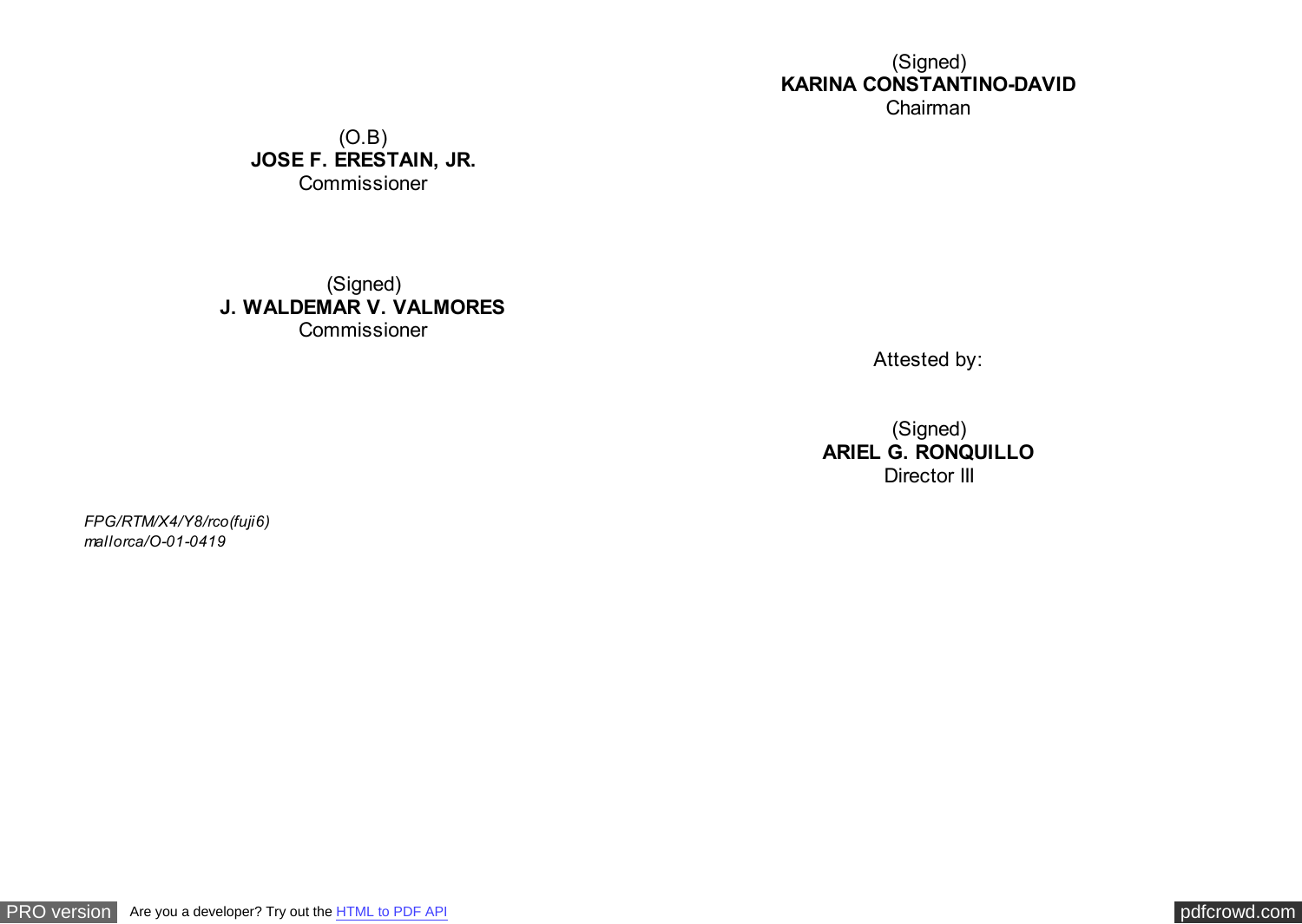(Signed)
**KARINA CONSTANTINO-DAVID**
Chairman

(O.B)
**JOSE F. ERESTAIN, JR.**
Commissioner

(Signed)
**J. WALDEMAR V. VALMORES**
Commissioner

Attested by:

(Signed)
**ARIEL G. RONQUILLO**
Director III

*FPG/RTM/X4/Y8/rco(fuji6)*
*mallorca/O-01-0419*